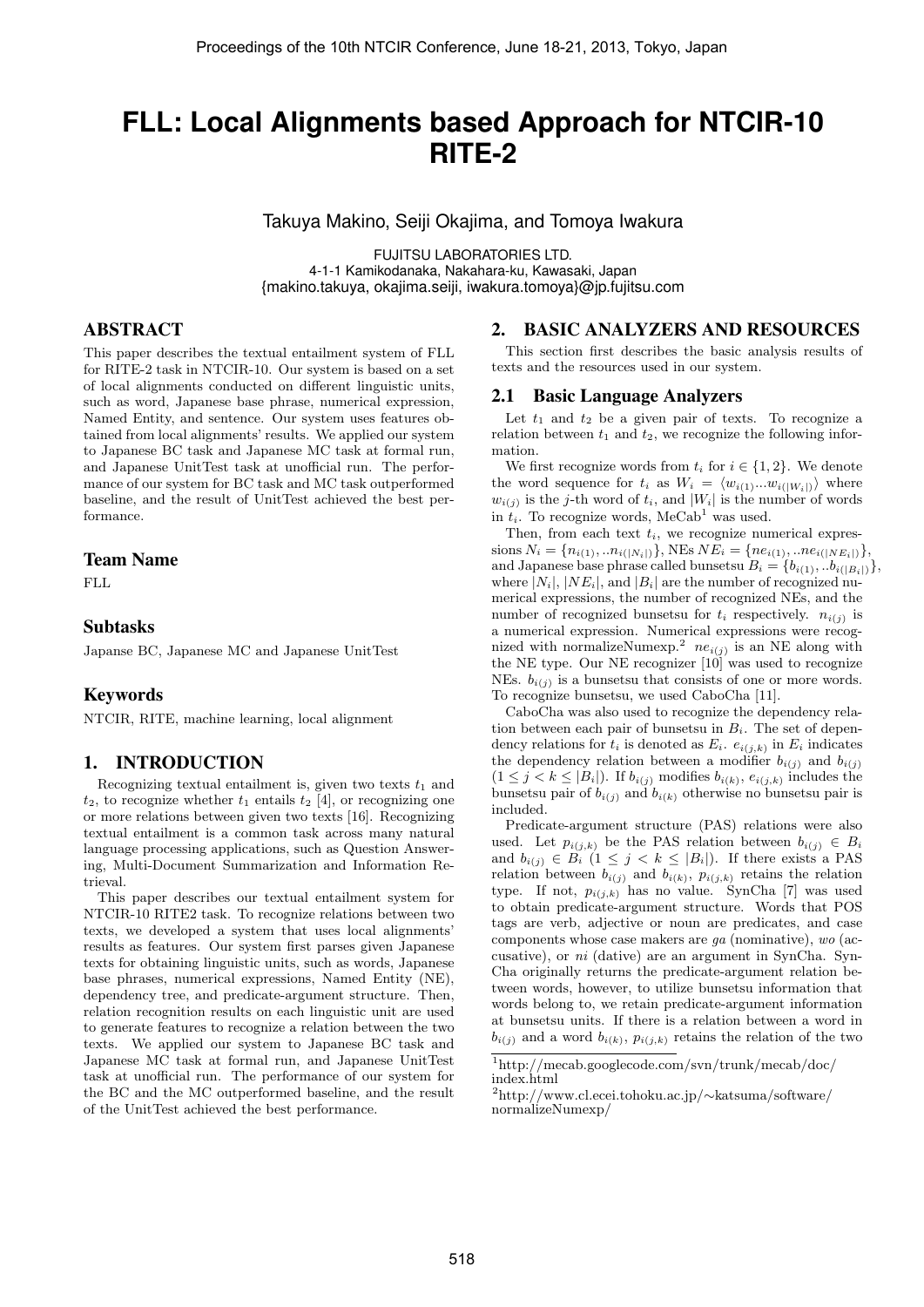# FLL: Local Alignments based Approach for NTCIR-10 RITE-2

Takuya Makino, Seiji Okajima, and Tomoya Iwakura

FUJITSU LABORATORIES LTD.
4-1-1 Kamikodanaka, Nakahara-ku, Kawasaki, Japan
{makino.takuya, okajima.seiji, iwakura.tomoya}@jp.fujitsu.com

## ABSTRACT

This paper describes the textual entailment system of FLL for RITE-2 task in NTCIR-10. Our system is based on a set of local alignments conducted on different linguistic units, such as word, Japanese base phrase, numerical expression, Named Entity, and sentence. Our system uses features obtained from local alignments' results. We applied our system to Japanese BC task and Japanese MC task at formal run, and Japanese UnitTest task at unofficial run. The performance of our system for BC task and MC task outperformed baseline, and the result of UnitTest achieved the best performance.

### Team Name

FLL

### Subtasks

Japanse BC, Japanese MC and Japanese UnitTest

### Keywords

NTCIR, RITE, machine learning, local alignment

## 1. INTRODUCTION

Recognizing textual entailment is, given two texts $t_1$ and $t_2$, to recognize whether $t_1$ entails $t_2$ [4], or recognizing one or more relations between given two texts [16]. Recognizing textual entailment is a common task across many natural language processing applications, such as Question Answering, Multi-Document Summarization and Information Retrieval.

This paper describes our textual entailment system for NTCIR-10 RITE2 task. To recognize relations between two texts, we developed a system that uses local alignments' results as features. Our system first parses given Japanese texts for obtaining linguistic units, such as words, Japanese base phrases, numerical expressions, Named Entity (NE), dependency tree, and predicate-argument structure. Then, relation recognition results on each linguistic unit are used to generate features to recognize a relation between the two texts. We applied our system to Japanese BC task and Japanese MC task at formal run, and Japanese UnitTest task at unofficial run. The performance of our system for the BC and the MC outperformed baseline, and the result of the UnitTest achieved the best performance.

## 2. BASIC ANALYZERS AND RESOURCES

This section first describes the basic analysis results of texts and the resources used in our system.

### 2.1 Basic Language Analyzers

Let $t_1$ and $t_2$ be a given pair of texts. To recognize a relation between $t_1$ and $t_2$, we recognize the following information.

We first recognize words from $t_i$ for $i \in \{1, 2\}$. We denote the word sequence for $t_i$ as $W_i = \langle w_{i(1)}...w_{i(|W_i|)} \rangle$ where $w_{i(j)}$ is the $j$-th word of $t_i$, and $|W_i|$ is the number of words in $t_i$. To recognize words, MeCab[1] was used.

Then, from each text $t_i$, we recognize numerical expressions $N_i = \{n_{i(1)}, ..n_{i(|N_i|)}\}$, NEs $NE_i = \{ne_{i(1)}, ..ne_{i(|NE_i|)}\}$, and Japanese base phrase called bunsetsu $B_i = \{b_{i(1)}, ..b_{i(|B_i|)}\}$, where $|N_i|$, $|NE_i|$, and $|B_i|$ are the number of recognized numerical expressions, the number of recognized NEs, and the number of recognized bunsetsu for $t_i$ respectively. $n_{i(j)}$ is a numerical expression. Numerical expressions were recognized with normalizeNumexp.[2] $ne_{i(j)}$ is an NE along with the NE type. Our NE recognizer [10] was used to recognize NEs. $b_{i(j)}$ is a bunsetsu that consists of one or more words. To recognize bunsetsu, we used CaboCha [11].

CaboCha was also used to recognize the dependency relation between each pair of bunsetsu in $B_i$. The set of dependency relations for $t_i$ is denoted as $E_i$. $e_{i(j,k)}$ in $E_i$ indicates the dependency relation between a modifier $b_{i(j)}$ and $b_{i(j)}$ $(1 \leq j < k \leq |B_i|)$. If $b_{i(j)}$ modifies $b_{i(k)}$, $e_{i(j,k)}$ includes the bunsetsu pair of $b_{i(j)}$ and $b_{i(k)}$ otherwise no bunsetsu pair is included.

Predicate-argument structure (PAS) relations were also used. Let $p_{i(j,k)}$ be the PAS relation between $b_{i(j)} \in B_i$ and $b_{i(j)} \in B_i$ $(1 \leq j < k \leq |B_i|)$. If there exists a PAS relation between $b_{i(j)}$ and $b_{i(k)}$, $p_{i(j,k)}$ retains the relation type. If not, $p_{i(j,k)}$ has no value. SynCha [7] was used to obtain predicate-argument structure. Words that POS tags are verb, adjective or noun are predicates, and case components whose case makers are *ga* (nominative), *wo* (accusative), or *ni* (dative) are an argument in SynCha. SynCha originally returns the predicate-argument relation between words, however, to utilize bunsetsu information that words belong to, we retain predicate-argument information at bunsetsu units. If there is a relation between a word in $b_{i(j)}$ and a word $b_{i(k)}$, $p_{i(j,k)}$ retains the relation of the two

[1] http://mecab.googlecode.com/svn/trunk/mecab/doc/index.html

[2] http://www.cl.ecei.tohoku.ac.jp/~katsuma/software/normalizeNumexp/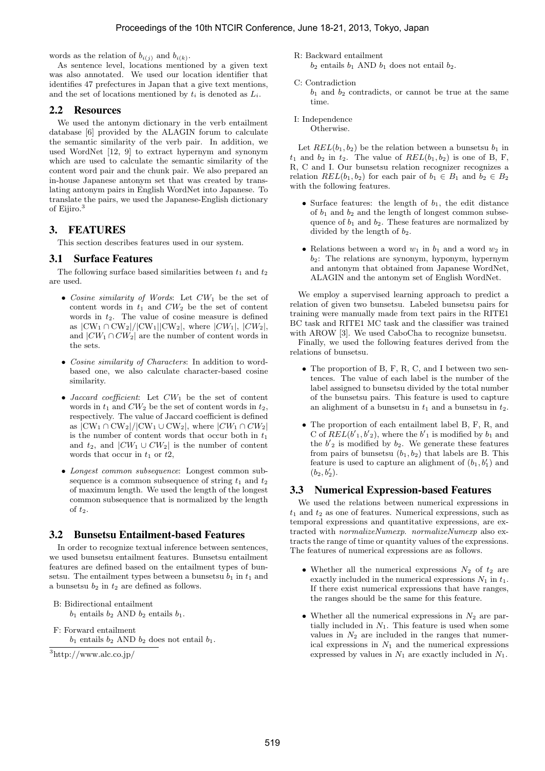words as the relation of $b_{i(j)}$ and $b_{i(k)}$.

As sentence level, locations mentioned by a given text was also annotated. We used our location identifier that identifies 47 prefectures in Japan that a give text mentions, and the set of locations mentioned by $t_i$ is denoted as $L_i$.

## 2.2 Resources

We used the antonym dictionary in the verb entailment database [6] provided by the ALAGIN forum to calculate the semantic similarity of the verb pair. In addition, we used WordNet [12, 9] to extract hypernym and synonym which are used to calculate the semantic similarity of the content word pair and the chunk pair. We also prepared an in-house Japanese antonym set that was created by translating antonym pairs in English WordNet into Japanese. To translate the pairs, we used the Japanese-English dictionary of Eijiro.[3]

# 3. FEATURES

This section describes features used in our system.

## 3.1 Surface Features

The following surface based similarities between $t_1$ and $t_2$ are used.

- *Cosine similarity of Words*: Let $CW_1$ be the set of content words in $t_1$ and $CW_2$ be the set of content words in $t_2$. The value of cosine measure is defined as $|\mathrm{CW}_1 \cap \mathrm{CW}_2|/|\mathrm{CW}_1||\mathrm{CW}_2|$, where $|CW_1|$, $|CW_2|$, and $|CW_1 \cap CW_2|$ are the number of content words in the sets.
- *Cosine similarity of Characters*: In addition to word-based one, we also calculate character-based cosine similarity.
- *Jaccard coefficient*: Let $CW_1$ be the set of content words in $t_1$ and $CW_2$ be the set of content words in $t_2$, respectively. The value of Jaccard coefficient is defined as $|\mathrm{CW}_1 \cap \mathrm{CW}_2|/|\mathrm{CW}_1 \cup \mathrm{CW}_2|$, where $|CW_1 \cap CW_2|$ is the number of content words that occur both in $t_1$ and $t_2$, and $|CW_1 \cup CW_2|$ is the number of content words that occur in $t_1$ or $t2$,
- *Longest common subsequence*: Longest common subsequence is a common subsequence of string $t_1$ and $t_2$ of maximum length. We used the length of the longest common subsequence that is normalized by the length of $t_2$.

## 3.2 Bunsetsu Entailment-based Features

In order to recognize textual inference between sentences, we used bunsetsu entailment features. Bunsetsu entailment features are defined based on the entailment types of bunsetsu. The entailment types between a bunsetsu $b_1$ in $t_1$ and a bunsetsu $b_2$ in $t_2$ are defined as follows.

B: Bidirectional entailment
$b_1$ entails $b_2$ AND $b_2$ entails $b_1$.

F: Forward entailment
$b_1$ entails $b_2$ AND $b_2$ does not entail $b_1$.

R: Backward entailment
$b_2$ entails $b_1$ AND $b_1$ does not entail $b_2$.

C: Contradiction
$b_1$ and $b_2$ contradicts, or cannot be true at the same time.

I: Independence
Otherwise.

Let $REL(b_1, b_2)$ be the relation between a bunsetsu $b_1$ in $t_1$ and $b_2$ in $t_2$. The value of $REL(b_1, b_2)$ is one of B, F, R, C and I. Our bunsetsu relation recognizer recognizes a relation $REL(b_1, b_2)$ for each pair of $b_1 \in B_1$ and $b_2 \in B_2$ with the following features.

- Surface features: the length of $b_1$, the edit distance of $b_1$ and $b_2$ and the length of longest common subsequence of $b_1$ and $b_2$. These features are normalized by divided by the length of $b_2$.
- Relations between a word $w_1$ in $b_1$ and a word $w_2$ in $b_2$: The relations are synonym, hyponym, hypernym and antonym that obtained from Japanese WordNet, ALAGIN and the antonym set of English WordNet.

We employ a supervised learning approach to predict a relation of given two bunsetsu. Labeled bunsetsu pairs for training were manually made from text pairs in the RITE1 BC task and RITE1 MC task and the classifier was trained with AROW [3]. We used CaboCha to recognize bunsetsu.

Finally, we used the following features derived from the relations of bunsetsu.

- The proportion of B, F, R, C, and I between two sentences. The value of each label is the number of the label assigned to bunsetsu divided by the total number of the bunsetsu pairs. This feature is used to capture an alighment of a bunsetsu in $t_1$ and a bunsetsu in $t_2$.
- The proportion of each entailment label B, F, R, and C of $REL(b'_1, b'_2)$, where the $b'_1$ is modified by $b_1$ and the $b'_2$ is modified by $b_2$. We generate these features from pairs of bunsetsu $(b_1, b_2)$ that labels are B. This feature is used to capture an alighment of $(b_1, b'_1)$ and $(b_2, b'_2)$.

## 3.3 Numerical Expression-based Features

We used the relations between numerical expressions in $t_1$ and $t_2$ as one of features. Numerical expressions, such as temporal expressions and quantitative expressions, are extracted with *normalizeNumexp*. *normalizeNumexp* also extracts the range of time or quantity values of the expressions. The features of numerical expressions are as follows.

- Whether all the numerical expressions $N_2$ of $t_2$ are exactly included in the numerical expressions $N_1$ in $t_1$. If there exist numerical expressions that have ranges, the ranges should be the same for this feature.
- Whether all the numerical expressions in $N_2$ are partially included in $N_1$. This feature is used when some values in $N_2$ are included in the ranges that numerical expressions in $N_1$ and the numerical expressions expressed by values in $N_1$ are exactly included in $N_1$.

[3] http://www.alc.co.jp/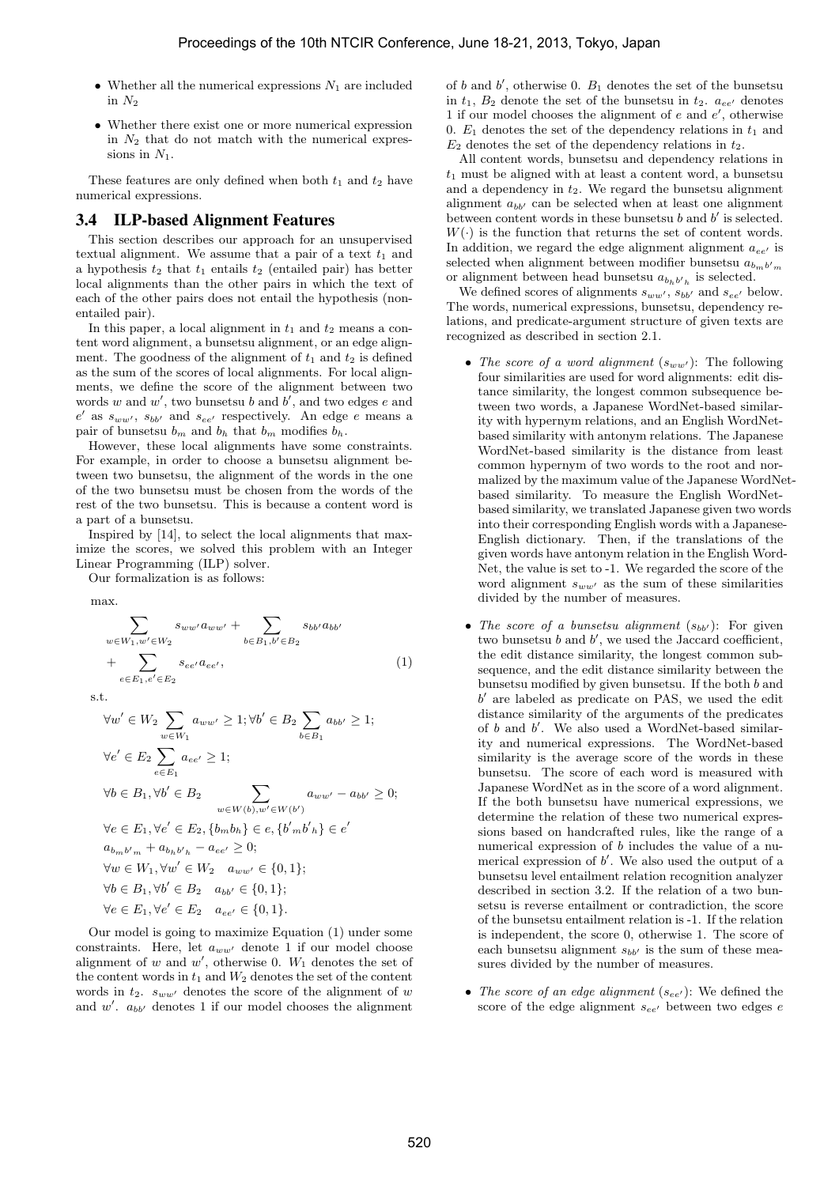- Whether all the numerical expressions $N_1$ are included in $N_2$
- Whether there exist one or more numerical expression in $N_2$ that do not match with the numerical expressions in $N_1$.

These features are only defined when both $t_1$ and $t_2$ have numerical expressions.

## 3.4 ILP-based Alignment Features

This section describes our approach for an unsupervised textual alignment. We assume that a pair of a text $t_1$ and a hypothesis $t_2$ that $t_1$ entails $t_2$ (entailed pair) has better local alignments than the other pairs in which the text of each of the other pairs does not entail the hypothesis (non-entailed pair).

In this paper, a local alignment in $t_1$ and $t_2$ means a content word alignment, a bunsetsu alignment, or an edge alignment. The goodness of the alignment of $t_1$ and $t_2$ is defined as the sum of the scores of local alignments. For local alignments, we define the score of the alignment between two words $w$ and $w'$, two bunsetsu $b$ and $b'$, and two edges $e$ and $e'$ as $s_{ww'}$, $s_{bb'}$ and $s_{ee'}$ respectively. An edge $e$ means a pair of bunsetsu $b_m$ and $b_h$ that $b_m$ modifies $b_h$.

However, these local alignments have some constraints. For example, in order to choose a bunsetsu alignment between two bunsetsu, the alignment of the words in the one of the two bunsetsu must be chosen from the words of the rest of the two bunsetsu. This is because a content word is a part of a bunsetsu.

Inspired by [14], to select the local alignments that maximize the scores, we solved this problem with an Integer Linear Programming (ILP) solver.

Our formalization is as follows:

max.

$$\sum_{w \in W_1, w' \in W_2} s_{ww'} a_{ww'} + \sum_{b \in B_1, b' \in B_2} s_{bb'} a_{bb'} + \sum_{e \in E_1, e' \in E_2} s_{ee'} a_{ee'}, \quad (1)$$

s.t.

$$\forall w' \in W_2 \sum_{w \in W_1} a_{ww'} \geq 1; \forall b' \in B_2 \sum_{b \in B_1} a_{bb'} \geq 1;$$

$$\forall e' \in E_2 \sum_{e \in E_1} a_{ee'} \geq 1;$$

$$\forall b \in B_1, \forall b' \in B_2 \quad \sum_{w \in W(b), w' \in W(b')} a_{ww'} - a_{bb'} \geq 0;$$

$$\forall e \in E_1, \forall e' \in E_2, \{b_m b_h\} \in e, \{b'_m b'_h\} \in e'$$

$$a_{b_m b'_m} + a_{b_h b'_h} - a_{ee'} \geq 0;$$

$$\forall w \in W_1, \forall w' \in W_2 \quad a_{ww'} \in \{0, 1\};$$

$$\forall b \in B_1, \forall b' \in B_2 \quad a_{bb'} \in \{0, 1\};$$

$$\forall e \in E_1, \forall e' \in E_2 \quad a_{ee'} \in \{0, 1\}.$$

Our model is going to maximize Equation (1) under some constraints. Here, let $a_{ww'}$ denote 1 if our model choose alignment of $w$ and $w'$, otherwise 0. $W_1$ denotes the set of the content words in $t_1$ and $W_2$ denotes the set of the content words in $t_2$. $s_{ww'}$ denotes the score of the alignment of $w$ and $w'$. $a_{bb'}$ denotes 1 if our model chooses the alignment of $b$ and $b'$, otherwise 0. $B_1$ denotes the set of the bunsetsu in $t_1$, $B_2$ denote the set of the bunsetsu in $t_2$. $a_{ee'}$ denotes 1 if our model chooses the alignment of $e$ and $e'$, otherwise 0. $E_1$ denotes the set of the dependency relations in $t_1$ and $E_2$ denotes the set of the dependency relations in $t_2$.

All content words, bunsetsu and dependency relations in $t_1$ must be aligned with at least a content word, a bunsetsu and a dependency in $t_2$. We regard the bunsetsu alignment alignment $a_{bb'}$ can be selected when at least one alignment between content words in these bunsetsu $b$ and $b'$ is selected. $W(\cdot)$ is the function that returns the set of content words. In addition, we regard the edge alignment alignment $a_{ee'}$ is selected when alignment between modifier bunsetsu $a_{b_m b'_m}$ or alignment between head bunsetsu $a_{b_h b'_h}$ is selected.

We defined scores of alignments $s_{ww'}$, $s_{bb'}$ and $s_{ee'}$ below. The words, numerical expressions, bunsetsu, dependency relations, and predicate-argument structure of given texts are recognized as described in section 2.1.

- *The score of a word alignment* ($s_{ww'}$): The following four similarities are used for word alignments: edit distance similarity, the longest common subsequence between two words, a Japanese WordNet-based similarity with hypernym relations, and an English WordNet-based similarity with antonym relations. The Japanese WordNet-based similarity is the distance from least common hypernym of two words to the root and normalized by the maximum value of the Japanese WordNet-based similarity. To measure the English WordNet-based similarity, we translated Japanese given two words into their corresponding English words with a Japanese-English dictionary. Then, if the translations of the given words have antonym relation in the English WordNet, the value is set to -1. We regarded the score of the word alignment $s_{ww'}$ as the sum of these similarities divided by the number of measures.
- *The score of a bunsetsu alignment* ($s_{bb'}$): For given two bunsetsu $b$ and $b'$, we used the Jaccard coefficient, the edit distance similarity, the longest common subsequence, and the edit distance similarity between the bunsetsu modified by given bunsetsu. If the both $b$ and $b'$ are labeled as predicate on PAS, we used the edit distance similarity of the arguments of the predicates of $b$ and $b'$. We also used a WordNet-based similarity and numerical expressions. The WordNet-based similarity is the average score of the words in these bunsetsu. The score of each word is measured with Japanese WordNet as in the score of a word alignment. If the both bunsetsu have numerical expressions, we determine the relation of these two numerical expressions based on handcrafted rules, like the range of a numerical expression of $b$ includes the value of a numerical expression of $b'$. We also used the output of a bunsetsu level entailment relation recognition analyzer described in section 3.2. If the relation of a two bunsetsu is reverse entailment or contradiction, the score of the bunsetsu entailment relation is -1. If the relation is independent, the score 0, otherwise 1. The score of each bunsetsu alignment $s_{bb'}$ is the sum of these measures divided by the number of measures.
- *The score of an edge alignment* ($s_{ee'}$): We defined the score of the edge alignment $s_{ee'}$ between two edges $e$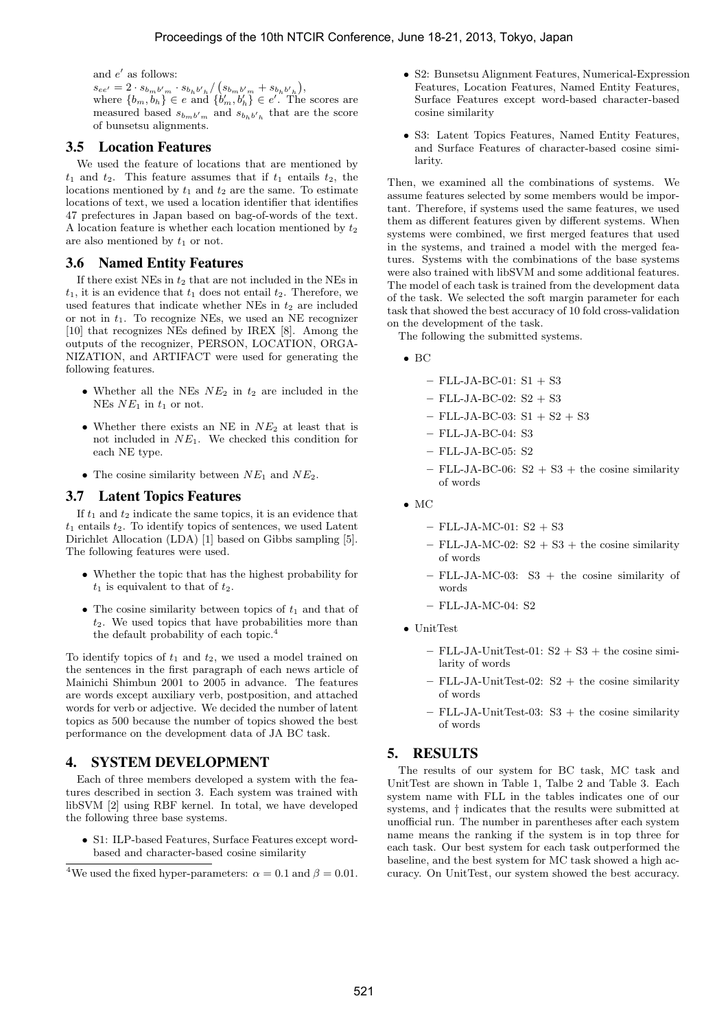and $e'$ as follows:

$s_{ee'} = 2 \cdot s_{b_m b'_m} \cdot s_{b_h b'_h} / \left(s_{b_m b'_m} + s_{b_h b'_h}\right)$,
where $\{b_m, b_h\} \in e$ and $\{b'_m, b'_h\} \in e'$. The scores are measured based $s_{b_m b'_m}$ and $s_{b_h b'_h}$ that are the score of bunsetsu alignments.

## 3.5 Location Features

We used the feature of locations that are mentioned by $t_1$ and $t_2$. This feature assumes that if $t_1$ entails $t_2$, the locations mentioned by $t_1$ and $t_2$ are the same. To estimate locations of text, we used a location identifier that identifies 47 prefectures in Japan based on bag-of-words of the text. A location feature is whether each location mentioned by $t_2$ are also mentioned by $t_1$ or not.

## 3.6 Named Entity Features

If there exist NEs in $t_2$ that are not included in the NEs in $t_1$, it is an evidence that $t_1$ does not entail $t_2$. Therefore, we used features that indicate whether NEs in $t_2$ are included or not in $t_1$. To recognize NEs, we used an NE recognizer [10] that recognizes NEs defined by IREX [8]. Among the outputs of the recognizer, PERSON, LOCATION, ORGANIZATION, and ARTIFACT were used for generating the following features.

- Whether all the NEs $NE_2$ in $t_2$ are included in the NEs $NE_1$ in $t_1$ or not.
- Whether there exists an NE in $NE_2$ at least that is not included in $NE_1$. We checked this condition for each NE type.
- The cosine similarity between $NE_1$ and $NE_2$.

## 3.7 Latent Topics Features

If $t_1$ and $t_2$ indicate the same topics, it is an evidence that $t_1$ entails $t_2$. To identify topics of sentences, we used Latent Dirichlet Allocation (LDA) [1] based on Gibbs sampling [5]. The following features were used.

- Whether the topic that has the highest probability for $t_1$ is equivalent to that of $t_2$.
- The cosine similarity between topics of $t_1$ and that of $t_2$. We used topics that have probabilities more than the default probability of each topic.[4]

To identify topics of $t_1$ and $t_2$, we used a model trained on the sentences in the first paragraph of each news article of Mainichi Shimbun 2001 to 2005 in advance. The features are words except auxiliary verb, postposition, and attached words for verb or adjective. We decided the number of latent topics as 500 because the number of topics showed the best performance on the development data of JA BC task.

# 4. SYSTEM DEVELOPMENT

Each of three members developed a system with the features described in section 3. Each system was trained with libSVM [2] using RBF kernel. In total, we have developed the following three base systems.

- S1: ILP-based Features, Surface Features except word-based and character-based cosine similarity
- S2: Bunsetsu Alignment Features, Numerical-Expression Features, Location Features, Named Entity Features, Surface Features except word-based character-based cosine similarity
- S3: Latent Topics Features, Named Entity Features, and Surface Features of character-based cosine similarity.

Then, we examined all the combinations of systems. We assume features selected by some members would be important. Therefore, if systems used the same features, we used them as different features given by different systems. When systems were combined, we first merged features that used in the systems, and trained a model with the merged features. Systems with the combinations of the base systems were also trained with libSVM and some additional features. The model of each task is trained from the development data of the task. We selected the soft margin parameter for each task that showed the best accuracy of 10 fold cross-validation on the development of the task.

The following the submitted systems.

- BC
  - FLL-JA-BC-01: S1 + S3
  - FLL-JA-BC-02: S2 + S3
  - FLL-JA-BC-03: S1 + S2 + S3
  - FLL-JA-BC-04: S3
  - FLL-JA-BC-05: S2
  - FLL-JA-BC-06: S2 + S3 + the cosine similarity of words
- MC
  - FLL-JA-MC-01: S2 + S3
  - FLL-JA-MC-02: S2 + S3 + the cosine similarity of words
  - FLL-JA-MC-03: S3 + the cosine similarity of words
  - FLL-JA-MC-04: S2
- UnitTest
  - FLL-JA-UnitTest-01: S2 + S3 + the cosine similarity of words
  - FLL-JA-UnitTest-02: S2 + the cosine similarity of words
  - FLL-JA-UnitTest-03: S3 + the cosine similarity of words

# 5. RESULTS

The results of our system for BC task, MC task and UnitTest are shown in Table 1, Talbe 2 and Table 3. Each system name with FLL in the tables indicates one of our systems, and † indicates that the results were submitted at unofficial run. The number in parentheses after each system name means the ranking if the system is in top three for each task. Our best system for each task outperformed the baseline, and the best system for MC task showed a high accuracy. On UnitTest, our system showed the best accuracy.

[4] We used the fixed hyper-parameters: $\alpha = 0.1$ and $\beta = 0.01$.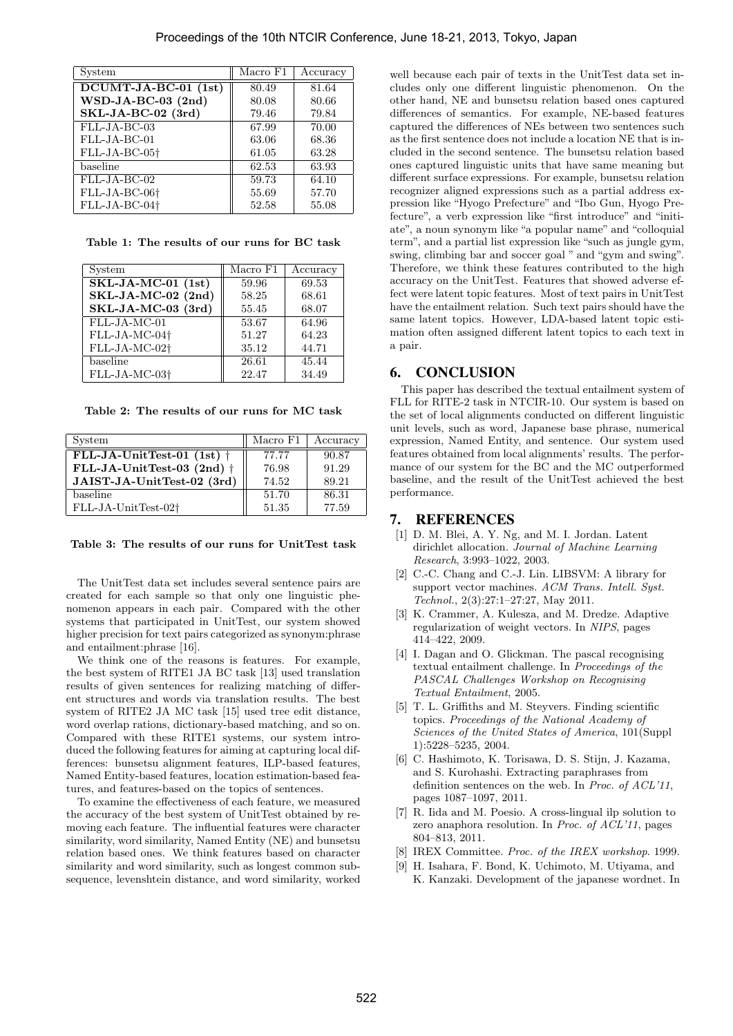| System | Macro F1 | Accuracy |
|---|---|---|
| **DCUMT-JA-BC-01 (1st)** | 80.49 | 81.64 |
| **WSD-JA-BC-03 (2nd)** | 80.08 | 80.66 |
| **SKL-JA-BC-02 (3rd)** | 79.46 | 79.84 |
| FLL-JA-BC-03 | 67.99 | 70.00 |
| FLL-JA-BC-01 | 63.06 | 68.36 |
| FLL-JA-BC-05† | 61.05 | 63.28 |
| baseline | 62.53 | 63.93 |
| FLL-JA-BC-02 | 59.73 | 64.10 |
| FLL-JA-BC-06† | 55.69 | 57.70 |
| FLL-JA-BC-04† | 52.58 | 55.08 |

**Table 1: The results of our runs for BC task**

| System | Macro F1 | Accuracy |
|---|---|---|
| **SKL-JA-MC-01 (1st)** | 59.96 | 69.53 |
| **SKL-JA-MC-02 (2nd)** | 58.25 | 68.61 |
| **SKL-JA-MC-03 (3rd)** | 55.45 | 68.07 |
| FLL-JA-MC-01 | 53.67 | 64.96 |
| FLL-JA-MC-04† | 51.27 | 64.23 |
| FLL-JA-MC-02† | 35.12 | 44.71 |
| baseline | 26.61 | 45.44 |
| FLL-JA-MC-03† | 22.47 | 34.49 |

**Table 2: The results of our runs for MC task**

| System | Macro F1 | Accuracy |
|---|---|---|
| **FLL-JA-UnitTest-01 (1st)** † | 77.77 | 90.87 |
| **FLL-JA-UnitTest-03 (2nd)** † | 76.98 | 91.29 |
| **JAIST-JA-UnitTest-02 (3rd)** | 74.52 | 89.21 |
| baseline | 51.70 | 86.31 |
| FLL-JA-UnitTest-02† | 51.35 | 77.59 |

**Table 3: The results of our runs for UnitTest task**

The UnitTest data set includes several sentence pairs are created for each sample so that only one linguistic phenomenon appears in each pair. Compared with the other systems that participated in UnitTest, our system showed higher precision for text pairs categorized as synonym:phrase and entailment:phrase [16].

We think one of the reasons is features. For example, the best system of RITE1 JA BC task [13] used translation results of given sentences for realizing matching of different structures and words via translation results. The best system of RITE2 JA MC task [15] used tree edit distance, word overlap rations, dictionary-based matching, and so on. Compared with these RITE1 systems, our system introduced the following features for aiming at capturing local differences: bunsetsu alignment features, ILP-based features, Named Entity-based features, location estimation-based features, and features-based on the topics of sentences.

To examine the effectiveness of each feature, we measured the accuracy of the best system of UnitTest obtained by removing each feature. The influential features were character similarity, word similarity, Named Entity (NE) and bunsetsu relation based ones. We think features based on character similarity and word similarity, such as longest common subsequence, levenshtein distance, and word similarity, worked well because each pair of texts in the UnitTest data set includes only one different linguistic phenomenon. On the other hand, NE and bunsetsu relation based ones captured differences of semantics. For example, NE-based features captured the differences of NEs between two sentences such as the first sentence does not include a location NE that is included in the second sentence. The bunsetsu relation based ones captured linguistic units that have same meaning but different surface expressions. For example, bunsetsu relation recognizer aligned expressions such as a partial address expression like "Hyogo Prefecture" and "Ibo Gun, Hyogo Prefecture", a verb expression like "first introduce" and "initiate", a noun synonym like "a popular name" and "colloquial term", and a partial list expression like "such as jungle gym, swing, climbing bar and soccer goal " and "gym and swing". Therefore, we think these features contributed to the high accuracy on the UnitTest. Features that showed adverse effect were latent topic features. Most of text pairs in UnitTest have the entailment relation. Such text pairs should have the same latent topics. However, LDA-based latent topic estimation often assigned different latent topics to each text in a pair.

## 6. CONCLUSION

This paper has described the textual entailment system of FLL for RITE-2 task in NTCIR-10. Our system is based on the set of local alignments conducted on different linguistic unit levels, such as word, Japanese base phrase, numerical expression, Named Entity, and sentence. Our system used features obtained from local alignments' results. The performance of our system for the BC and the MC outperformed baseline, and the result of the UnitTest achieved the best performance.

## 7. REFERENCES

[1] D. M. Blei, A. Y. Ng, and M. I. Jordan. Latent dirichlet allocation. *Journal of Machine Learning Research*, 3:993–1022, 2003.

[2] C.-C. Chang and C.-J. Lin. LIBSVM: A library for support vector machines. *ACM Trans. Intell. Syst. Technol.*, 2(3):27:1–27:27, May 2011.

[3] K. Crammer, A. Kulesza, and M. Dredze. Adaptive regularization of weight vectors. In *NIPS*, pages 414–422, 2009.

[4] I. Dagan and O. Glickman. The pascal recognising textual entailment challenge. In *Proceedings of the PASCAL Challenges Workshop on Recognising Textual Entailment*, 2005.

[5] T. L. Griffiths and M. Steyvers. Finding scientific topics. *Proceedings of the National Academy of Sciences of the United States of America*, 101(Suppl 1):5228–5235, 2004.

[6] C. Hashimoto, K. Torisawa, D. S. Stijn, J. Kazama, and S. Kurohashi. Extracting paraphrases from definition sentences on the web. In *Proc. of ACL'11*, pages 1087–1097, 2011.

[7] R. Iida and M. Poesio. A cross-lingual ilp solution to zero anaphora resolution. In *Proc. of ACL'11*, pages 804–813, 2011.

[8] IREX Committee. *Proc. of the IREX workshop*. 1999.

[9] H. Isahara, F. Bond, K. Uchimoto, M. Utiyama, and K. Kanzaki. Development of the japanese wordnet. In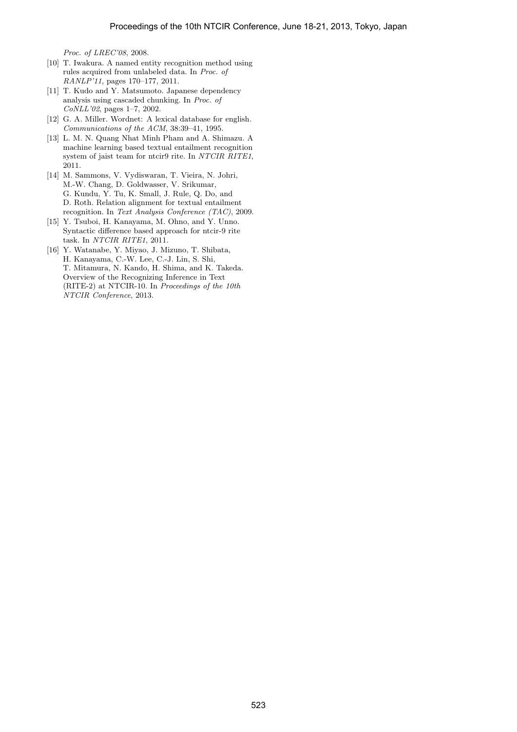*Proc. of LREC'08*, 2008.

[10] T. Iwakura. A named entity recognition method using rules acquired from unlabeled data. In *Proc. of RANLP'11*, pages 170–177, 2011.

[11] T. Kudo and Y. Matsumoto. Japanese dependency analysis using cascaded chunking. In *Proc. of CoNLL'02*, pages 1–7, 2002.

[12] G. A. Miller. Wordnet: A lexical database for english. *Communications of the ACM*, 38:39–41, 1995.

[13] L. M. N. Quang Nhat Minh Pham and A. Shimazu. A machine learning based textual entailment recognition system of jaist team for ntcir9 rite. In *NTCIR RITE1*, 2011.

[14] M. Sammons, V. Vydiswaran, T. Vieira, N. Johri, M.-W. Chang, D. Goldwasser, V. Srikumar, G. Kundu, Y. Tu, K. Small, J. Rule, Q. Do, and D. Roth. Relation alignment for textual entailment recognition. In *Text Analysis Conference (TAC)*, 2009.

[15] Y. Tsuboi, H. Kanayama, M. Ohno, and Y. Unno. Syntactic difference based approach for ntcir-9 rite task. In *NTCIR RITE1*, 2011.

[16] Y. Watanabe, Y. Miyao, J. Mizuno, T. Shibata, H. Kanayama, C.-W. Lee, C.-J. Lin, S. Shi, T. Mitamura, N. Kando, H. Shima, and K. Takeda. Overview of the Recognizing Inference in Text (RITE-2) at NTCIR-10. In *Proceedings of the 10th NTCIR Conference*, 2013.